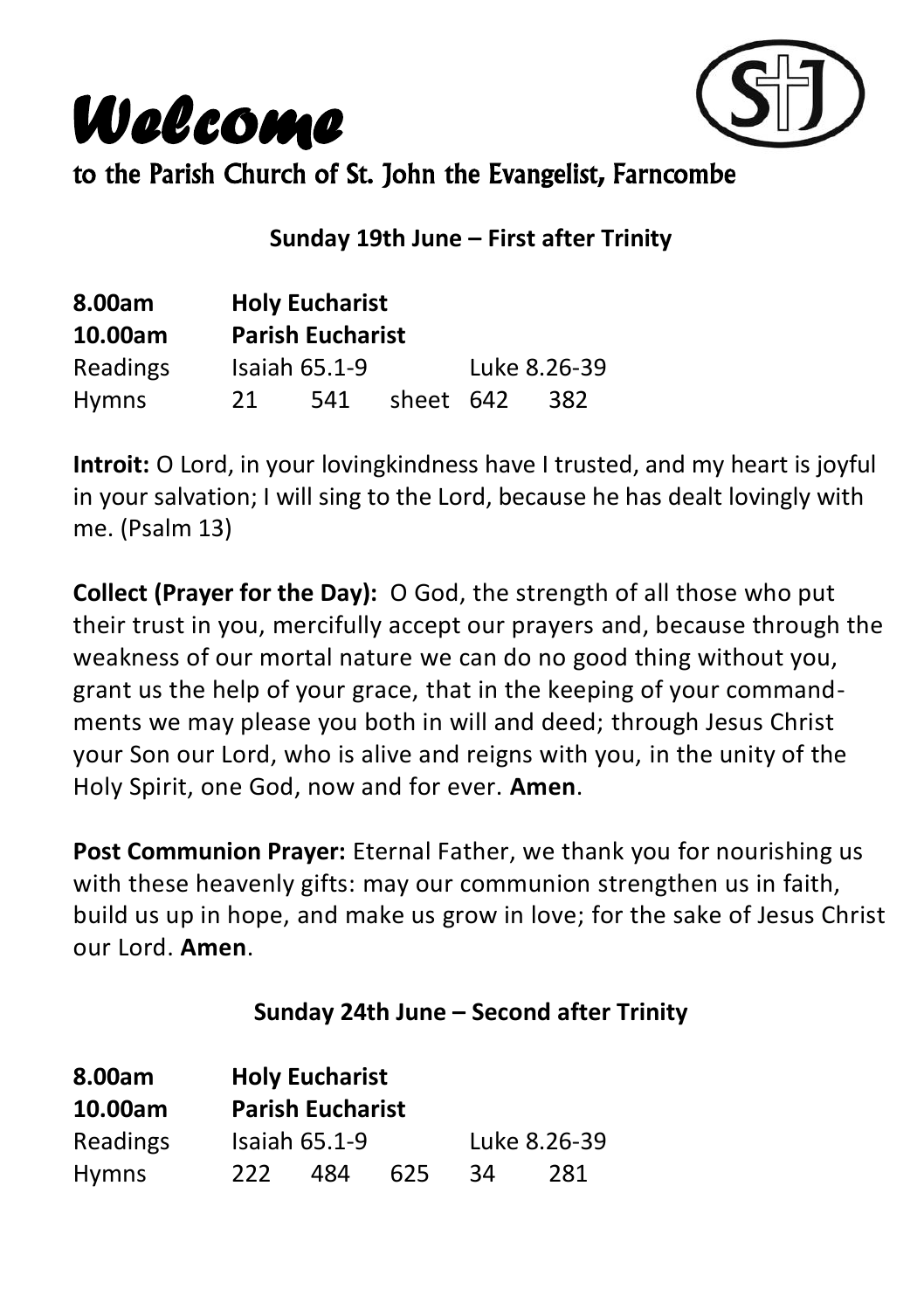// Welcome

# *Welcome*

## to the Parish Church of St. John the Evangelist, Farncombe

**Sunday 19th June – First after Trinity**

| | | | | | |
|---|---|---|---|---|---|
| **8.00am** | **Holy Eucharist** | | | | |
| **10.00am** | **Parish Eucharist** | | | | |
| Readings | Isaiah 65.1-9 | | | Luke 8.26-39 | |
| Hymns | 21 | 541 | sheet | 642 | 382 |

**Introit:** O Lord, in your lovingkindness have I trusted, and my heart is joyful in your salvation; I will sing to the Lord, because he has dealt lovingly with me. (Psalm 13)

**Collect (Prayer for the Day):** O God, the strength of all those who put their trust in you, mercifully accept our prayers and, because through the weakness of our mortal nature we can do no good thing without you, grant us the help of your grace, that in the keeping of your commandments we may please you both in will and deed; through Jesus Christ your Son our Lord, who is alive and reigns with you, in the unity of the Holy Spirit, one God, now and for ever. **Amen**.

**Post Communion Prayer:** Eternal Father, we thank you for nourishing us with these heavenly gifts: may our communion strengthen us in faith, build us up in hope, and make us grow in love; for the sake of Jesus Christ our Lord. **Amen**.

**Sunday 24th June – Second after Trinity**

| | | | | | |
|---|---|---|---|---|---|
| **8.00am** | **Holy Eucharist** | | | | |
| **10.00am** | **Parish Eucharist** | | | | |
| Readings | Isaiah 65.1-9 | | | Luke 8.26-39 | |
| Hymns | 222 | 484 | 625 | 34 | 281 |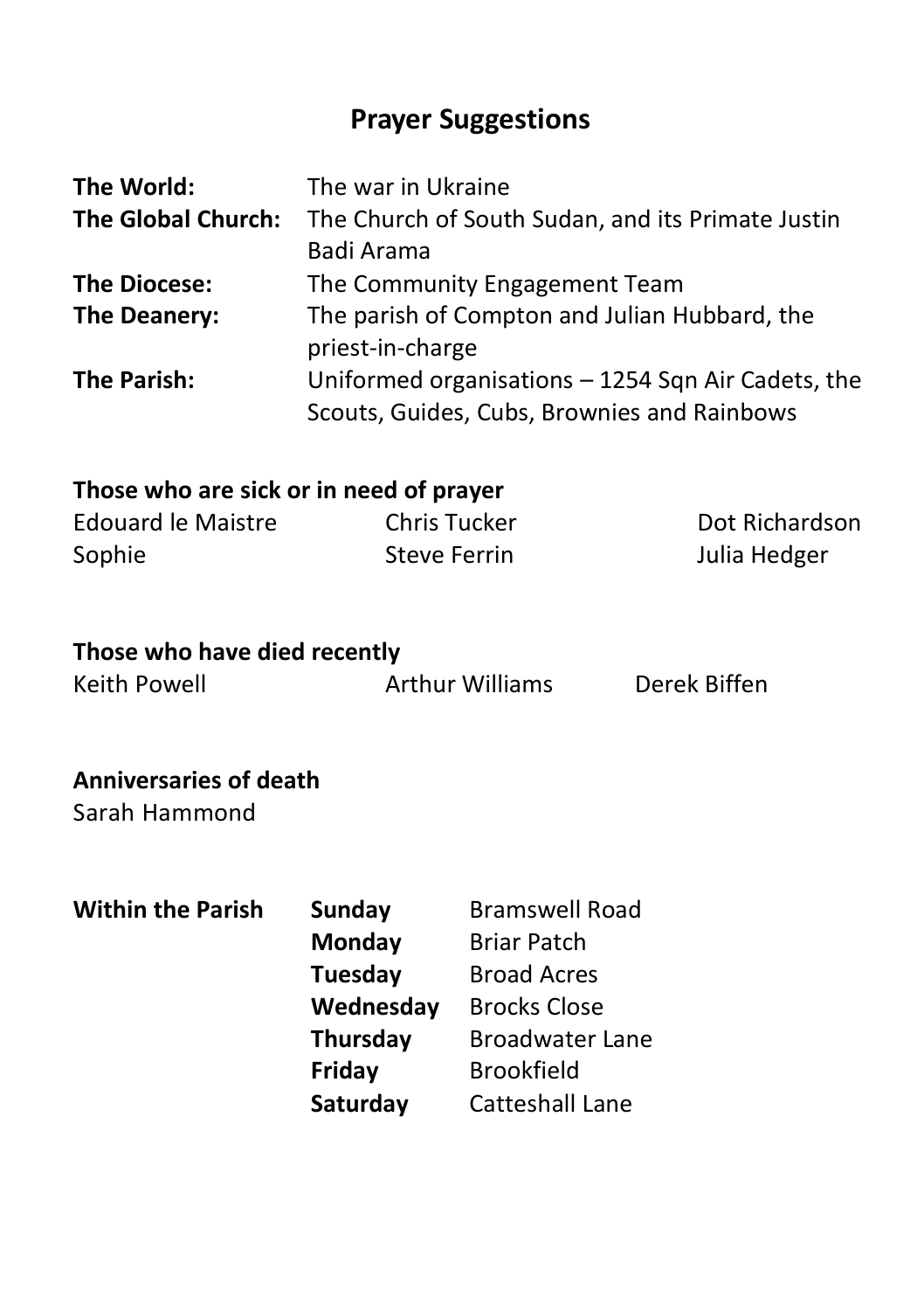# Prayer Suggestions

| | |
|---|---|
| **The World:** | The war in Ukraine |
| **The Global Church:** | The Church of South Sudan, and its Primate Justin Badi Arama |
| **The Diocese:** | The Community Engagement Team |
| **The Deanery:** | The parish of Compton and Julian Hubbard, the priest-in-charge |
| **The Parish:** | Uniformed organisations – 1254 Sqn Air Cadets, the Scouts, Guides, Cubs, Brownies and Rainbows |

**Those who are sick or in need of prayer**

Edouard le Maistre
Chris Tucker
Dot Richardson
Sophie
Steve Ferrin
Julia Hedger

**Those who have died recently**

Keith Powell
Arthur Williams
Derek Biffen

**Anniversaries of death**

Sarah Hammond

**Within the Parish**

| | |
|---|---|
| **Sunday** | Bramswell Road |
| **Monday** | Briar Patch |
| **Tuesday** | Broad Acres |
| **Wednesday** | Brocks Close |
| **Thursday** | Broadwater Lane |
| **Friday** | Brookfield |
| **Saturday** | Catteshall Lane |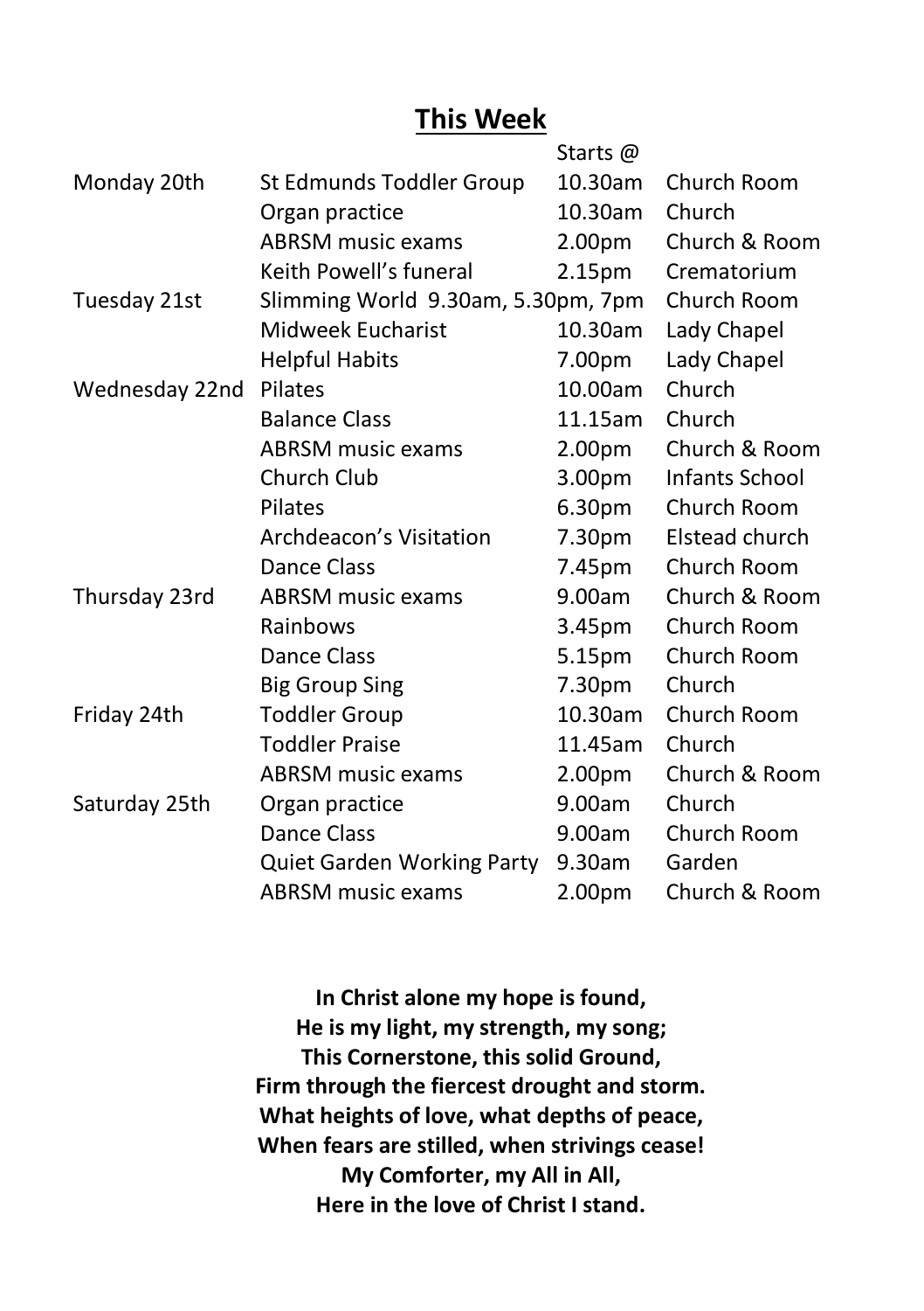## This Week

| | | Starts @ | |
|---|---|---|---|
| Monday 20th | St Edmunds Toddler Group | 10.30am | Church Room |
| | Organ practice | 10.30am | Church |
| | ABRSM music exams | 2.00pm | Church & Room |
| | Keith Powell's funeral | 2.15pm | Crematorium |
| Tuesday 21st | Slimming World 9.30am, 5.30pm, 7pm | | Church Room |
| | Midweek Eucharist | 10.30am | Lady Chapel |
| | Helpful Habits | 7.00pm | Lady Chapel |
| Wednesday 22nd | Pilates | 10.00am | Church |
| | Balance Class | 11.15am | Church |
| | ABRSM music exams | 2.00pm | Church & Room |
| | Church Club | 3.00pm | Infants School |
| | Pilates | 6.30pm | Church Room |
| | Archdeacon's Visitation | 7.30pm | Elstead church |
| | Dance Class | 7.45pm | Church Room |
| Thursday 23rd | ABRSM music exams | 9.00am | Church & Room |
| | Rainbows | 3.45pm | Church Room |
| | Dance Class | 5.15pm | Church Room |
| | Big Group Sing | 7.30pm | Church |
| Friday 24th | Toddler Group | 10.30am | Church Room |
| | Toddler Praise | 11.45am | Church |
| | ABRSM music exams | 2.00pm | Church & Room |
| Saturday 25th | Organ practice | 9.00am | Church |
| | Dance Class | 9.00am | Church Room |
| | Quiet Garden Working Party | 9.30am | Garden |
| | ABRSM music exams | 2.00pm | Church & Room |

**In Christ alone my hope is found,**
**He is my light, my strength, my song;**
**This Cornerstone, this solid Ground,**
**Firm through the fiercest drought and storm.**
**What heights of love, what depths of peace,**
**When fears are stilled, when strivings cease!**
**My Comforter, my All in All,**
**Here in the love of Christ I stand.**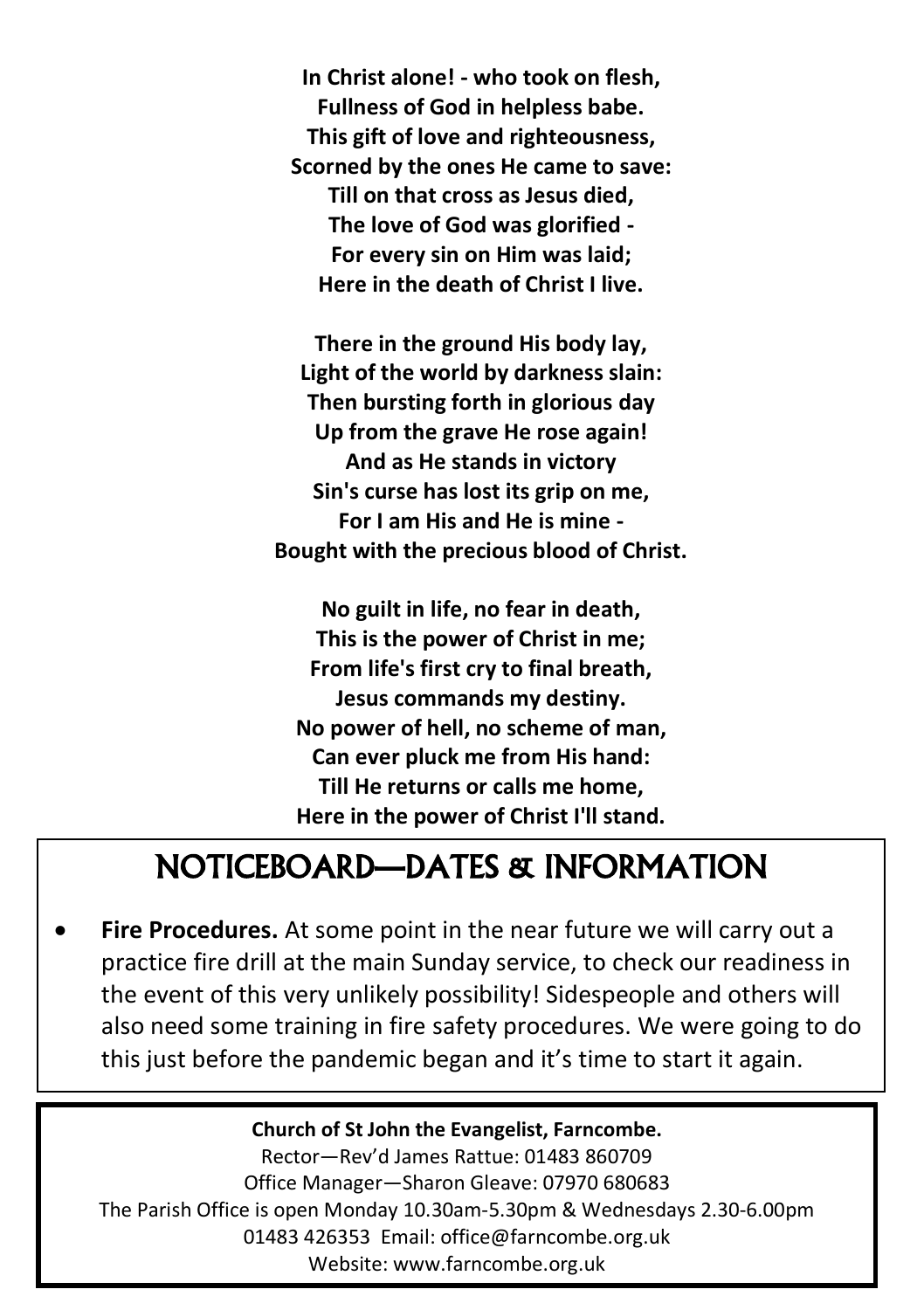**In Christ alone! - who took on flesh,**
**Fullness of God in helpless babe.**
**This gift of love and righteousness,**
**Scorned by the ones He came to save:**
**Till on that cross as Jesus died,**
**The love of God was glorified -**
**For every sin on Him was laid;**
**Here in the death of Christ I live.**

**There in the ground His body lay,**
**Light of the world by darkness slain:**
**Then bursting forth in glorious day**
**Up from the grave He rose again!**
**And as He stands in victory**
**Sin's curse has lost its grip on me,**
**For I am His and He is mine -**
**Bought with the precious blood of Christ.**

**No guilt in life, no fear in death,**
**This is the power of Christ in me;**
**From life's first cry to final breath,**
**Jesus commands my destiny.**
**No power of hell, no scheme of man,**
**Can ever pluck me from His hand:**
**Till He returns or calls me home,**
**Here in the power of Christ I'll stand.**

# NOTICEBOARD—DATES & INFORMATION

- **Fire Procedures.** At some point in the near future we will carry out a practice fire drill at the main Sunday service, to check our readiness in the event of this very unlikely possibility! Sidespeople and others will also need some training in fire safety procedures. We were going to do this just before the pandemic began and it's time to start it again.

**Church of St John the Evangelist, Farncombe.**
Rector—Rev'd James Rattue: 01483 860709
Office Manager—Sharon Gleave: 07970 680683
The Parish Office is open Monday 10.30am-5.30pm & Wednesdays 2.30-6.00pm
01483 426353 Email: office@farncombe.org.uk
Website: www.farncombe.org.uk